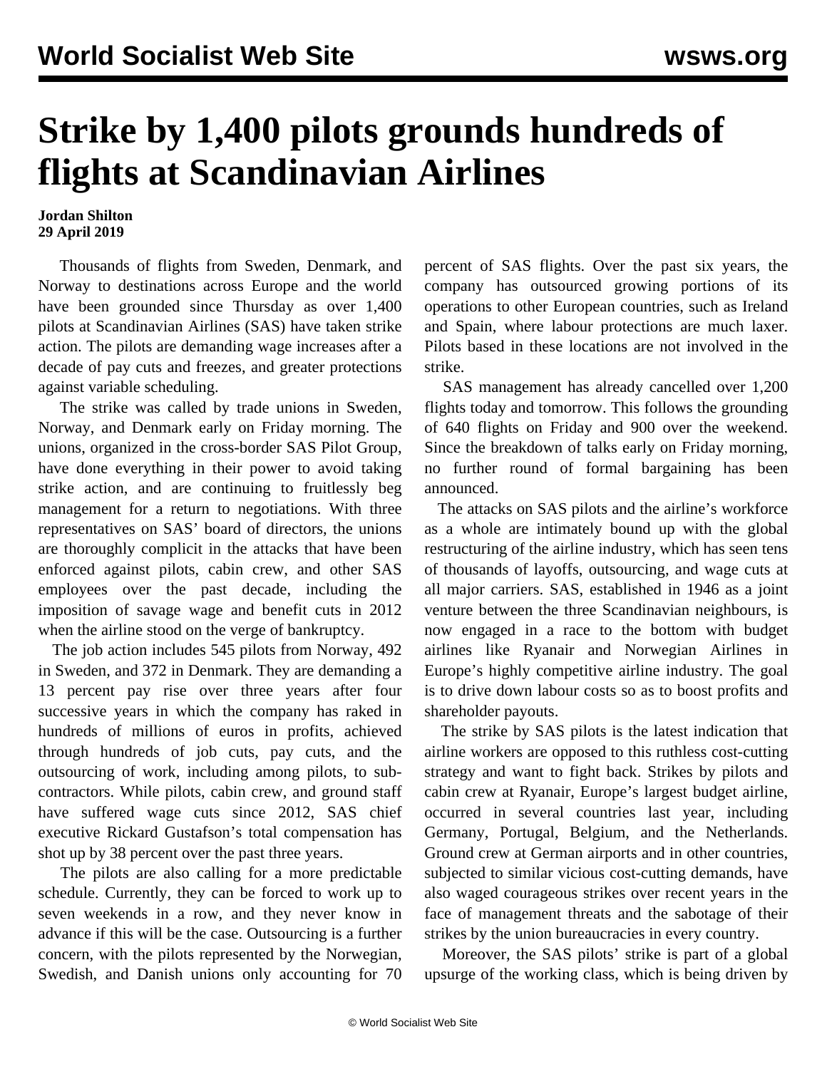# Strike by 1,400 pilots grounds hundreds of flights at Scandinavian Airlines

**Jordan Shilton**
**29 April 2019**

Thousands of flights from Sweden, Denmark, and Norway to destinations across Europe and the world have been grounded since Thursday as over 1,400 pilots at Scandinavian Airlines (SAS) have taken strike action. The pilots are demanding wage increases after a decade of pay cuts and freezes, and greater protections against variable scheduling.

The strike was called by trade unions in Sweden, Norway, and Denmark early on Friday morning. The unions, organized in the cross-border SAS Pilot Group, have done everything in their power to avoid taking strike action, and are continuing to fruitlessly beg management for a return to negotiations. With three representatives on SAS' board of directors, the unions are thoroughly complicit in the attacks that have been enforced against pilots, cabin crew, and other SAS employees over the past decade, including the imposition of savage wage and benefit cuts in 2012 when the airline stood on the verge of bankruptcy.

The job action includes 545 pilots from Norway, 492 in Sweden, and 372 in Denmark. They are demanding a 13 percent pay rise over three years after four successive years in which the company has raked in hundreds of millions of euros in profits, achieved through hundreds of job cuts, pay cuts, and the outsourcing of work, including among pilots, to sub-contractors. While pilots, cabin crew, and ground staff have suffered wage cuts since 2012, SAS chief executive Rickard Gustafson's total compensation has shot up by 38 percent over the past three years.

The pilots are also calling for a more predictable schedule. Currently, they can be forced to work up to seven weekends in a row, and they never know in advance if this will be the case. Outsourcing is a further concern, with the pilots represented by the Norwegian, Swedish, and Danish unions only accounting for 70 percent of SAS flights. Over the past six years, the company has outsourced growing portions of its operations to other European countries, such as Ireland and Spain, where labour protections are much laxer. Pilots based in these locations are not involved in the strike.

SAS management has already cancelled over 1,200 flights today and tomorrow. This follows the grounding of 640 flights on Friday and 900 over the weekend. Since the breakdown of talks early on Friday morning, no further round of formal bargaining has been announced.

The attacks on SAS pilots and the airline's workforce as a whole are intimately bound up with the global restructuring of the airline industry, which has seen tens of thousands of layoffs, outsourcing, and wage cuts at all major carriers. SAS, established in 1946 as a joint venture between the three Scandinavian neighbours, is now engaged in a race to the bottom with budget airlines like Ryanair and Norwegian Airlines in Europe's highly competitive airline industry. The goal is to drive down labour costs so as to boost profits and shareholder payouts.

The strike by SAS pilots is the latest indication that airline workers are opposed to this ruthless cost-cutting strategy and want to fight back. Strikes by pilots and cabin crew at Ryanair, Europe's largest budget airline, occurred in several countries last year, including Germany, Portugal, Belgium, and the Netherlands. Ground crew at German airports and in other countries, subjected to similar vicious cost-cutting demands, have also waged courageous strikes over recent years in the face of management threats and the sabotage of their strikes by the union bureaucracies in every country.

Moreover, the SAS pilots' strike is part of a global upsurge of the working class, which is being driven by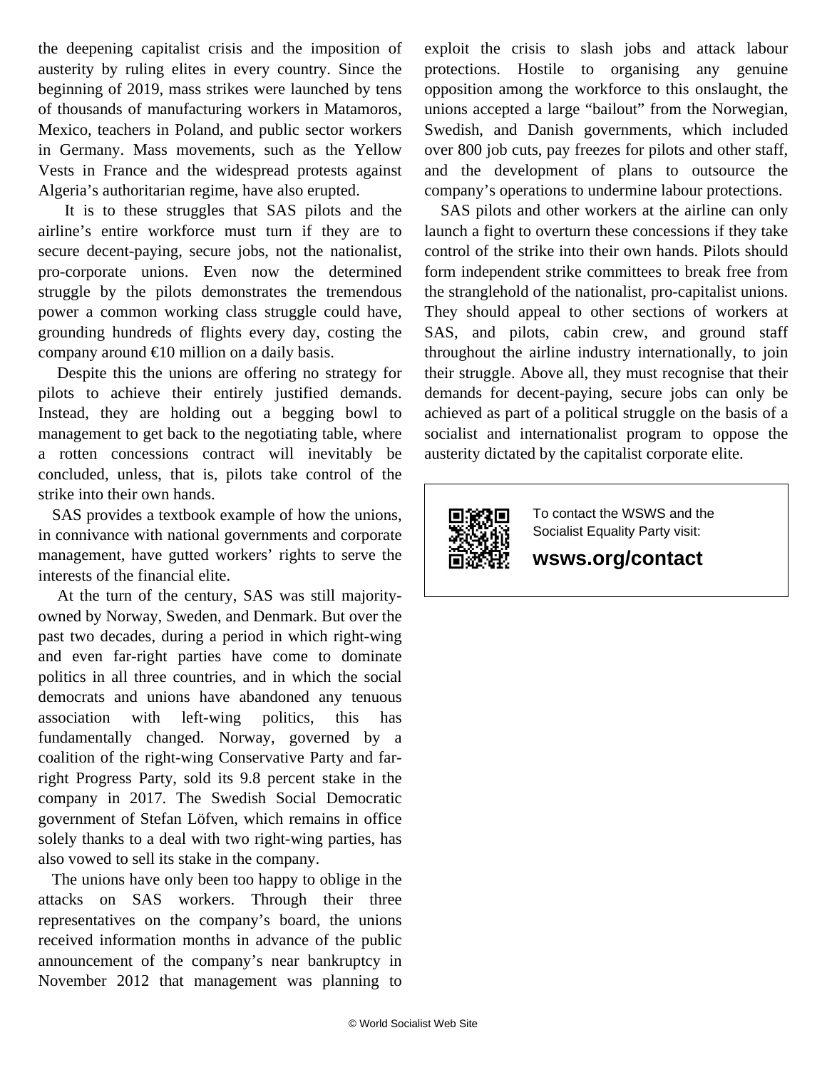the deepening capitalist crisis and the imposition of austerity by ruling elites in every country. Since the beginning of 2019, mass strikes were launched by tens of thousands of manufacturing workers in Matamoros, Mexico, teachers in Poland, and public sector workers in Germany. Mass movements, such as the Yellow Vests in France and the widespread protests against Algeria's authoritarian regime, have also erupted.

It is to these struggles that SAS pilots and the airline's entire workforce must turn if they are to secure decent-paying, secure jobs, not the nationalist, pro-corporate unions. Even now the determined struggle by the pilots demonstrates the tremendous power a common working class struggle could have, grounding hundreds of flights every day, costing the company around €10 million on a daily basis.

Despite this the unions are offering no strategy for pilots to achieve their entirely justified demands. Instead, they are holding out a begging bowl to management to get back to the negotiating table, where a rotten concessions contract will inevitably be concluded, unless, that is, pilots take control of the strike into their own hands.

SAS provides a textbook example of how the unions, in connivance with national governments and corporate management, have gutted workers' rights to serve the interests of the financial elite.

At the turn of the century, SAS was still majority-owned by Norway, Sweden, and Denmark. But over the past two decades, during a period in which right-wing and even far-right parties have come to dominate politics in all three countries, and in which the social democrats and unions have abandoned any tenuous association with left-wing politics, this has fundamentally changed. Norway, governed by a coalition of the right-wing Conservative Party and far-right Progress Party, sold its 9.8 percent stake in the company in 2017. The Swedish Social Democratic government of Stefan Löfven, which remains in office solely thanks to a deal with two right-wing parties, has also vowed to sell its stake in the company.

The unions have only been too happy to oblige in the attacks on SAS workers. Through their three representatives on the company's board, the unions received information months in advance of the public announcement of the company's near bankruptcy in November 2012 that management was planning to exploit the crisis to slash jobs and attack labour protections. Hostile to organising any genuine opposition among the workforce to this onslaught, the unions accepted a large "bailout" from the Norwegian, Swedish, and Danish governments, which included over 800 job cuts, pay freezes for pilots and other staff, and the development of plans to outsource the company's operations to undermine labour protections.

SAS pilots and other workers at the airline can only launch a fight to overturn these concessions if they take control of the strike into their own hands. Pilots should form independent strike committees to break free from the stranglehold of the nationalist, pro-capitalist unions. They should appeal to other sections of workers at SAS, and pilots, cabin crew, and ground staff throughout the airline industry internationally, to join their struggle. Above all, they must recognise that their demands for decent-paying, secure jobs can only be achieved as part of a political struggle on the basis of a socialist and internationalist program to oppose the austerity dictated by the capitalist corporate elite.

To contact the WSWS and the Socialist Equality Party visit:

**wsws.org/contact**